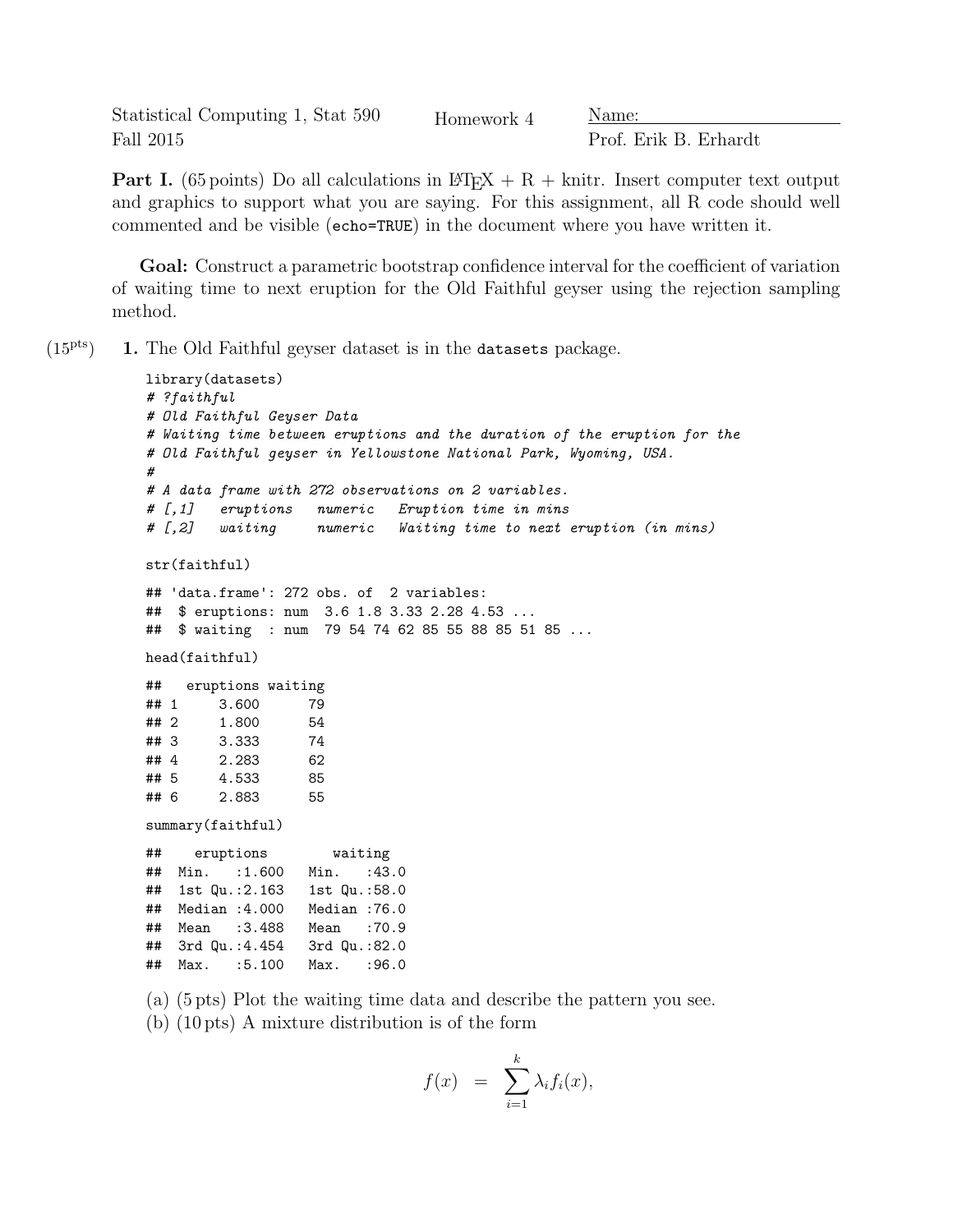Statistical Computing 1, Stat 590 Homework 4 Name:
Fall 2015 Prof. Erik B. Erhardt

**Part I.** (65 points) Do all calculations in LaTeX + R + knitr. Insert computer text output and graphics to support what you are saying. For this assignment, all R code should well commented and be visible (`echo=TRUE`) in the document where you have written it.

**Goal:** Construct a parametric bootstrap confidence interval for the coefficient of variation of waiting time to next eruption for the Old Faithful geyser using the rejection sampling method.

(15pts) **1.** The Old Faithful geyser dataset is in the `datasets` package.

```
library(datasets)
# ?faithful
# Old Faithful Geyser Data
# Waiting time between eruptions and the duration of the eruption for the
# Old Faithful geyser in Yellowstone National Park, Wyoming, USA.
#
# A data frame with 272 observations on 2 variables.
# [,1]   eruptions   numeric   Eruption time in mins
# [,2]   waiting     numeric   Waiting time to next eruption (in mins)

str(faithful)

## 'data.frame': 272 obs. of  2 variables:
##  $ eruptions: num  3.6 1.8 3.33 2.28 4.53 ...
##  $ waiting  : num  79 54 74 62 85 55 88 85 51 85 ...

head(faithful)

##   eruptions waiting
## 1     3.600      79
## 2     1.800      54
## 3     3.333      74
## 4     2.283      62
## 5     4.533      85
## 6     2.883      55

summary(faithful)

##    eruptions        waiting
##  Min.   :1.600   Min.   :43.0
##  1st Qu.:2.163   1st Qu.:58.0
##  Median :4.000   Median :76.0
##  Mean   :3.488   Mean   :70.9
##  3rd Qu.:4.454   3rd Qu.:82.0
##  Max.   :5.100   Max.   :96.0
```

(a) (5 pts) Plot the waiting time data and describe the pattern you see.

(b) (10 pts) A mixture distribution is of the form

$$f(x) \;=\; \sum_{i=1}^{k} \lambda_i f_i(x),$$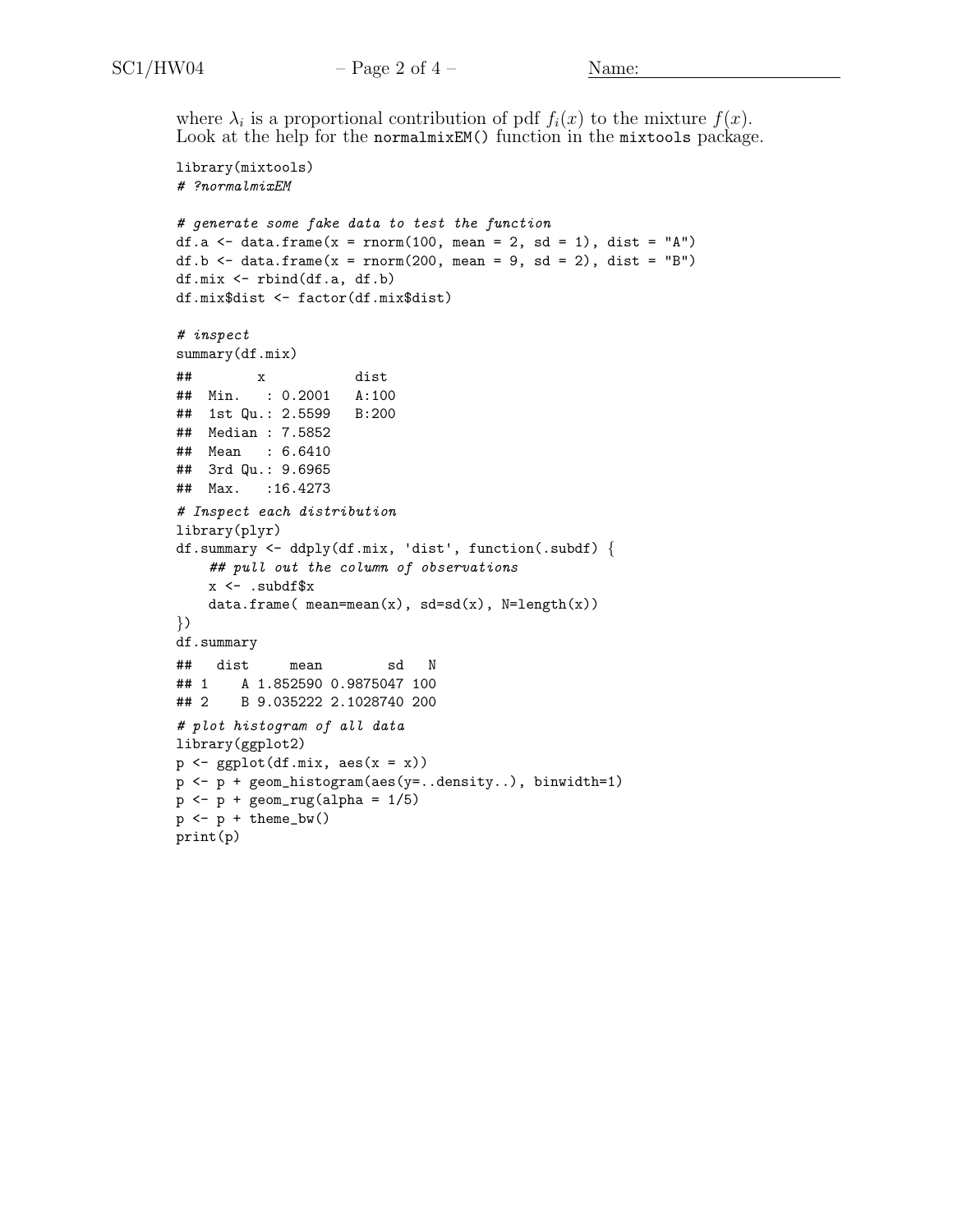where $\lambda_i$ is a proportional contribution of pdf $f_i(x)$ to the mixture $f(x)$. Look at the help for the `normalmixEM()` function in the `mixtools` package.

```
library(mixtools)
# ?normalmixEM

# generate some fake data to test the function
df.a <- data.frame(x = rnorm(100, mean = 2, sd = 1), dist = "A")
df.b <- data.frame(x = rnorm(200, mean = 9, sd = 2), dist = "B")
df.mix <- rbind(df.a, df.b)
df.mix$dist <- factor(df.mix$dist)

# inspect
summary(df.mix)
##        x            dist
##  Min.   : 0.2001   A:100
##  1st Qu.: 2.5599   B:200
##  Median : 7.5852
##  Mean   : 6.6410
##  3rd Qu.: 9.6965
##  Max.   :16.4273
# Inspect each distribution
library(plyr)
df.summary <- ddply(df.mix, 'dist', function(.subdf) {
    ## pull out the column of observations
    x <- .subdf$x
    data.frame( mean=mean(x), sd=sd(x), N=length(x))
})
df.summary
##   dist     mean        sd   N
## 1    A 1.852590 0.9875047 100
## 2    B 9.035222 2.1028740 200
# plot histogram of all data
library(ggplot2)
p <- ggplot(df.mix, aes(x = x))
p <- p + geom_histogram(aes(y=..density..), binwidth=1)
p <- p + geom_rug(alpha = 1/5)
p <- p + theme_bw()
print(p)
```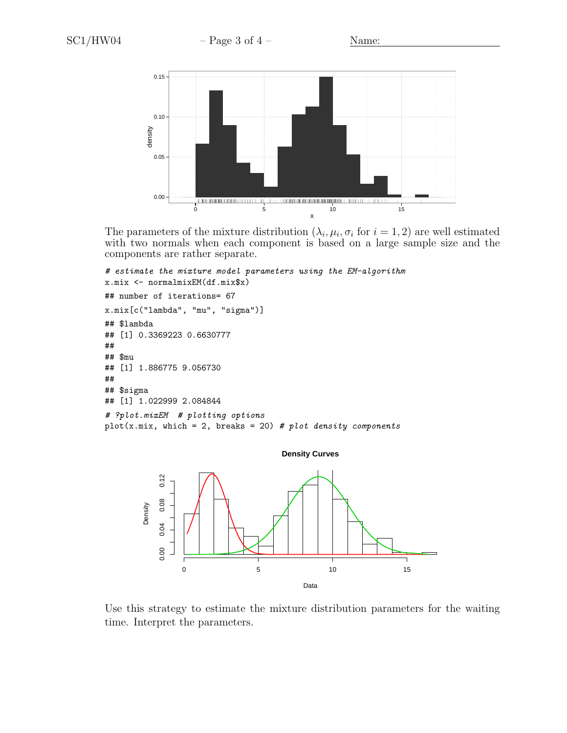The parameters of the mixture distribution ($\lambda_i, \mu_i, \sigma_i$ for $i = 1, 2$) are well estimated with two normals when each component is based on a large sample size and the components are rather separate.

```
# estimate the mixture model parameters using the EM-algorithm
x.mix <- normalmixEM(df.mix$x)
## number of iterations= 67
x.mix[c("lambda", "mu", "sigma")]
## $lambda
## [1] 0.3369223 0.6630777
##
## $mu
## [1] 1.886775 9.056730
##
## $sigma
## [1] 1.022999 2.084844
# ?plot.mixEM  # plotting options
plot(x.mix, which = 2, breaks = 20) # plot density components
```

Use this strategy to estimate the mixture distribution parameters for the waiting time. Interpret the parameters.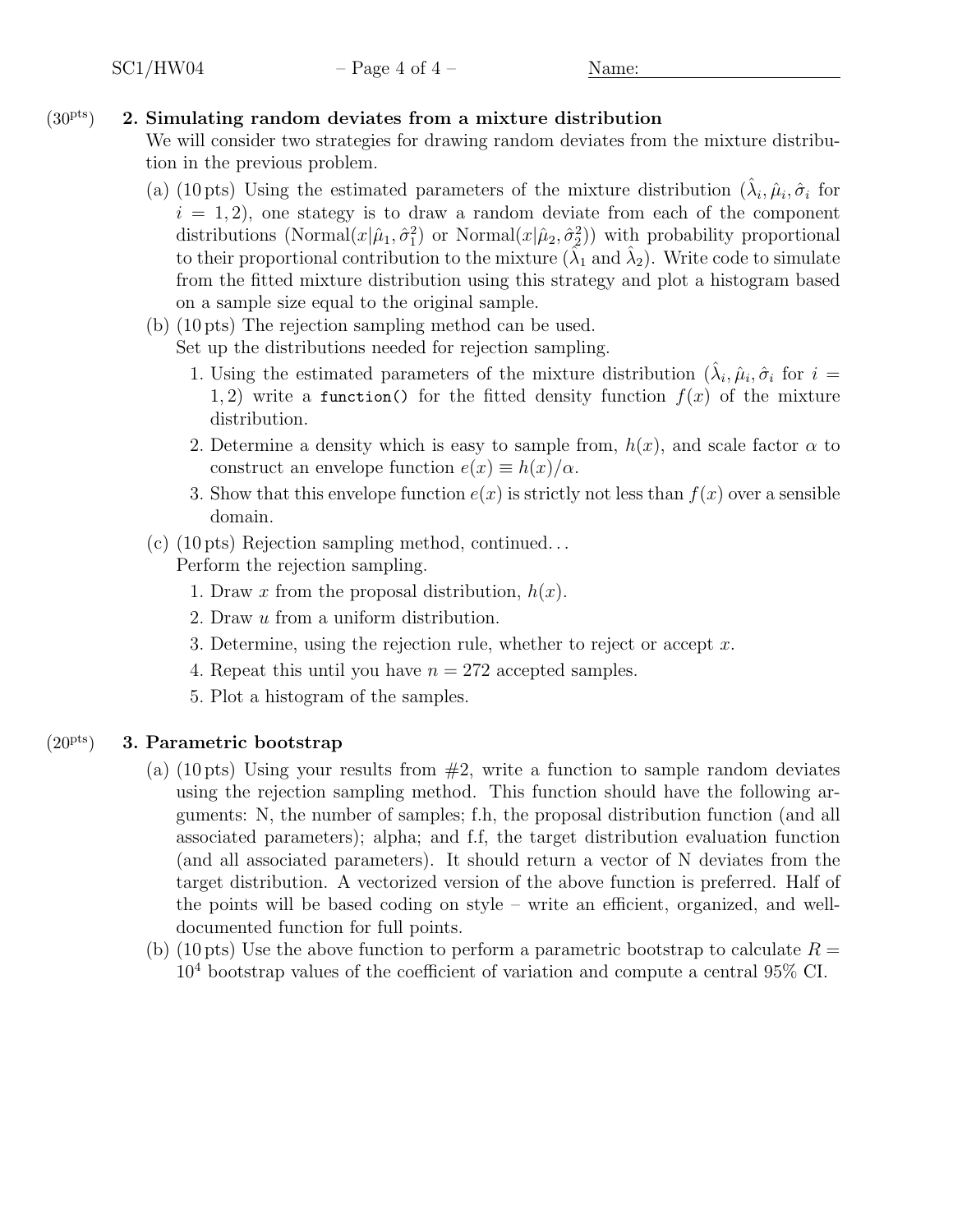(30[pts]) **2. Simulating random deviates from a mixture distribution**

We will consider two strategies for drawing random deviates from the mixture distribution in the previous problem.

(a) (10 pts) Using the estimated parameters of the mixture distribution ($\hat{\lambda}_i, \hat{\mu}_i, \hat{\sigma}_i$ for $i = 1, 2$), one stategy is to draw a random deviate from each of the component distributions ($\text{Normal}(x|\hat{\mu}_1, \hat{\sigma}_1^2)$ or $\text{Normal}(x|\hat{\mu}_2, \hat{\sigma}_2^2)$) with probability proportional to their proportional contribution to the mixture ($\hat{\lambda}_1$ and $\hat{\lambda}_2$). Write code to simulate from the fitted mixture distribution using this strategy and plot a histogram based on a sample size equal to the original sample.

(b) (10 pts) The rejection sampling method can be used.
Set up the distributions needed for rejection sampling.

1. Using the estimated parameters of the mixture distribution ($\hat{\lambda}_i, \hat{\mu}_i, \hat{\sigma}_i$ for $i = 1, 2$) write a `function()` for the fitted density function $f(x)$ of the mixture distribution.
2. Determine a density which is easy to sample from, $h(x)$, and scale factor $\alpha$ to construct an envelope function $e(x) \equiv h(x)/\alpha$.
3. Show that this envelope function $e(x)$ is strictly not less than $f(x)$ over a sensible domain.

(c) (10 pts) Rejection sampling method, continued…
Perform the rejection sampling.

1. Draw $x$ from the proposal distribution, $h(x)$.
2. Draw $u$ from a uniform distribution.
3. Determine, using the rejection rule, whether to reject or accept $x$.
4. Repeat this until you have $n = 272$ accepted samples.
5. Plot a histogram of the samples.

(20[pts]) **3. Parametric bootstrap**

(a) (10 pts) Using your results from #2, write a function to sample random deviates using the rejection sampling method. This function should have the following arguments: N, the number of samples; f.h, the proposal distribution function (and all associated parameters); alpha; and f.f, the target distribution evaluation function (and all associated parameters). It should return a vector of N deviates from the target distribution. A vectorized version of the above function is preferred. Half of the points will be based coding on style – write an efficient, organized, and well-documented function for full points.

(b) (10 pts) Use the above function to perform a parametric bootstrap to calculate $R = 10^4$ bootstrap values of the coefficient of variation and compute a central 95% CI.